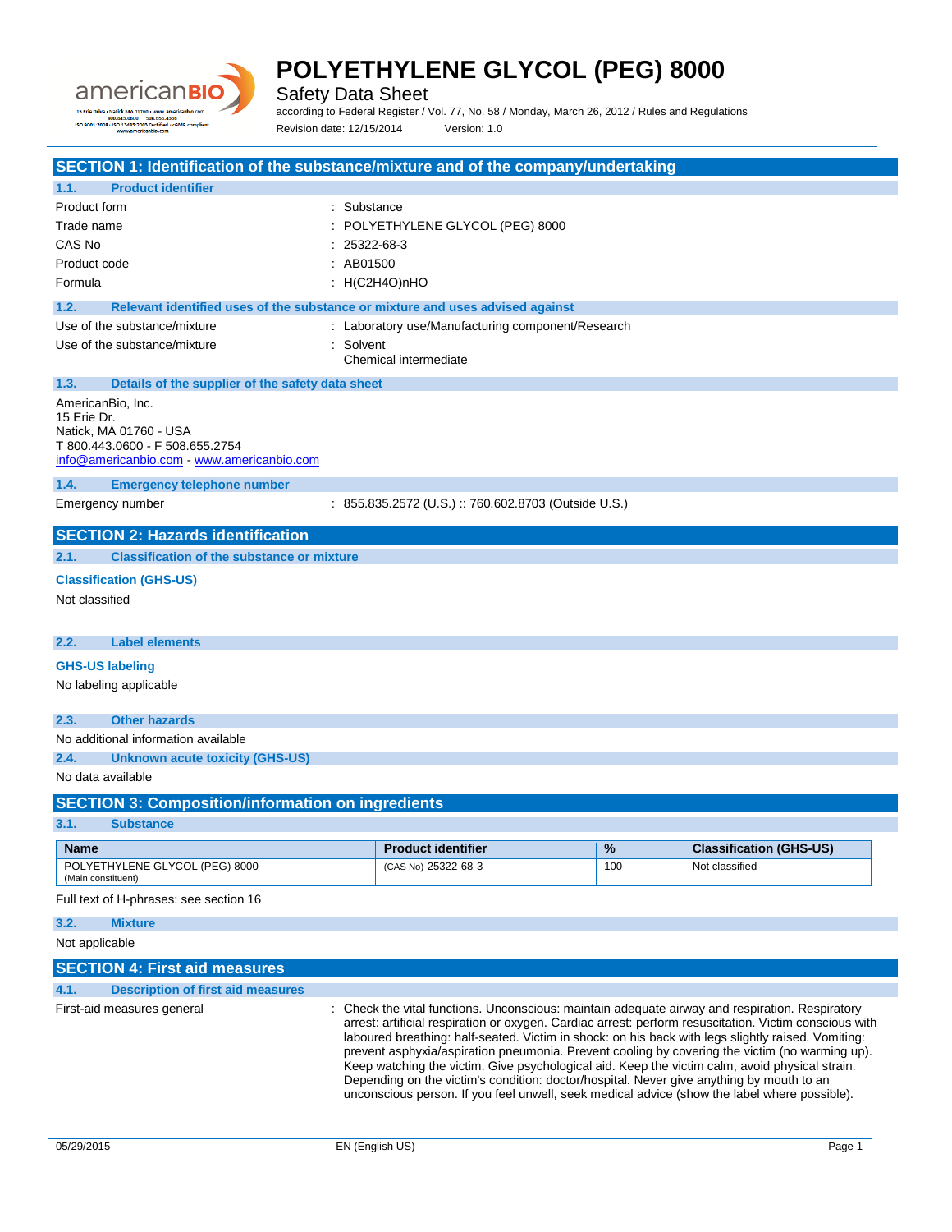# POLYETHYLENE GLYCOL (PEG) 8000

Safety Data Sheet

according to Federal Register / Vol. 77, No. 58 / Monday, March 26, 2012 / Rules and Regulations

Revision date: 12/15/2014 Version: 1.0

## SECTION 1: Identification of the substance/mixture and of the company/undertaking

### 1.1. Product identifier

| | |
|---|---|
| Product form | : Substance |
| Trade name | : POLYETHYLENE GLYCOL (PEG) 8000 |
| CAS No | : 25322-68-3 |
| Product code | : AB01500 |
| Formula | : $H(C_2H_4O)_nHO$ |

### 1.2. Relevant identified uses of the substance or mixture and uses advised against

| | |
|---|---|
| Use of the substance/mixture | : Laboratory use/Manufacturing component/Research |
| Use of the substance/mixture | : Solvent<br>Chemical intermediate |

### 1.3. Details of the supplier of the safety data sheet

AmericanBio, Inc.
15 Erie Dr.
Natick, MA 01760 - USA
T 800.443.0600 - F 508.655.2754
info@americanbio.com - www.americanbio.com

### 1.4. Emergency telephone number

| | |
|---|---|
| Emergency number | : 855.835.2572 (U.S.) :: 760.602.8703 (Outside U.S.) |

## SECTION 2: Hazards identification

### 2.1. Classification of the substance or mixture

**Classification (GHS-US)**

Not classified

### 2.2. Label elements

**GHS-US labeling**

No labeling applicable

### 2.3. Other hazards

No additional information available

### 2.4. Unknown acute toxicity (GHS-US)

No data available

## SECTION 3: Composition/information on ingredients

### 3.1. Substance

| Name | Product identifier | % | Classification (GHS-US) |
|---|---|---|---|
| POLYETHYLENE GLYCOL (PEG) 8000<br>(Main constituent) | (CAS No) 25322-68-3 | 100 | Not classified |

Full text of H-phrases: see section 16

### 3.2. Mixture

Not applicable

## SECTION 4: First aid measures

### 4.1. Description of first aid measures

| | |
|---|---|
| First-aid measures general | : Check the vital functions. Unconscious: maintain adequate airway and respiration. Respiratory arrest: artificial respiration or oxygen. Cardiac arrest: perform resuscitation. Victim conscious with laboured breathing: half-seated. Victim in shock: on his back with legs slightly raised. Vomiting: prevent asphyxia/aspiration pneumonia. Prevent cooling by covering the victim (no warming up). Keep watching the victim. Give psychological aid. Keep the victim calm, avoid physical strain. Depending on the victim's condition: doctor/hospital. Never give anything by mouth to an unconscious person. If you feel unwell, seek medical advice (show the label where possible). |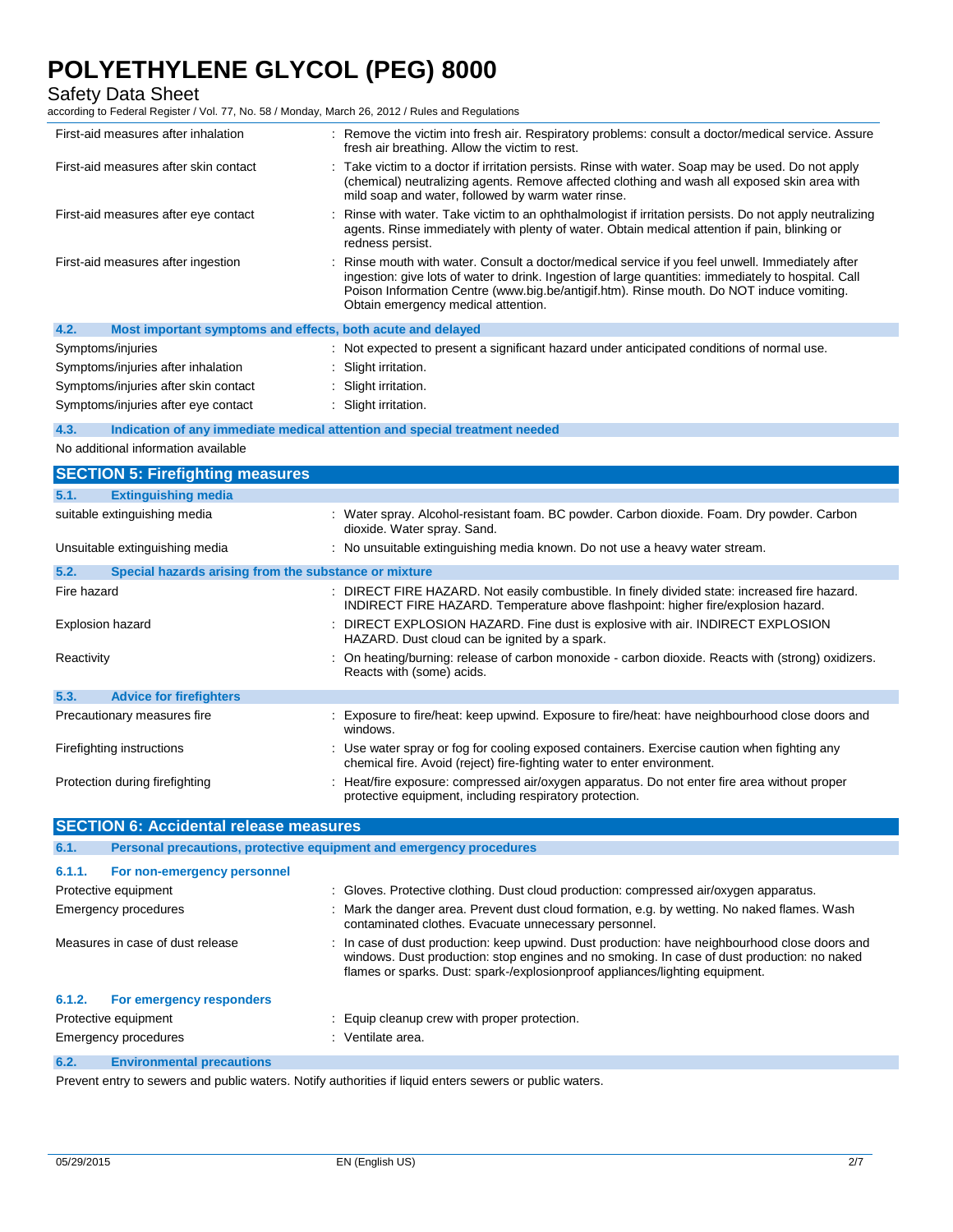| | |
|---|---|
| First-aid measures after inhalation | : Remove the victim into fresh air. Respiratory problems: consult a doctor/medical service. Assure fresh air breathing. Allow the victim to rest. |
| First-aid measures after skin contact | : Take victim to a doctor if irritation persists. Rinse with water. Soap may be used. Do not apply (chemical) neutralizing agents. Remove affected clothing and wash all exposed skin area with mild soap and water, followed by warm water rinse. |
| First-aid measures after eye contact | : Rinse with water. Take victim to an ophthalmologist if irritation persists. Do not apply neutralizing agents. Rinse immediately with plenty of water. Obtain medical attention if pain, blinking or redness persist. |
| First-aid measures after ingestion | : Rinse mouth with water. Consult a doctor/medical service if you feel unwell. Immediately after ingestion: give lots of water to drink. Ingestion of large quantities: immediately to hospital. Call Poison Information Centre (www.big.be/antigif.htm). Rinse mouth. Do NOT induce vomiting. Obtain emergency medical attention. |

### 4.2. Most important symptoms and effects, both acute and delayed

| | |
|---|---|
| Symptoms/injuries | : Not expected to present a significant hazard under anticipated conditions of normal use. |
| Symptoms/injuries after inhalation | : Slight irritation. |
| Symptoms/injuries after skin contact | : Slight irritation. |
| Symptoms/injuries after eye contact | : Slight irritation. |

### 4.3. Indication of any immediate medical attention and special treatment needed

No additional information available

## SECTION 5: Firefighting measures

### 5.1. Extinguishing media

| | |
|---|---|
| suitable extinguishing media | : Water spray. Alcohol-resistant foam. BC powder. Carbon dioxide. Foam. Dry powder. Carbon dioxide. Water spray. Sand. |
| Unsuitable extinguishing media | : No unsuitable extinguishing media known. Do not use a heavy water stream. |

### 5.2. Special hazards arising from the substance or mixture

| | |
|---|---|
| Fire hazard | : DIRECT FIRE HAZARD. Not easily combustible. In finely divided state: increased fire hazard. INDIRECT FIRE HAZARD. Temperature above flashpoint: higher fire/explosion hazard. |
| Explosion hazard | : DIRECT EXPLOSION HAZARD. Fine dust is explosive with air. INDIRECT EXPLOSION HAZARD. Dust cloud can be ignited by a spark. |
| Reactivity | : On heating/burning: release of carbon monoxide - carbon dioxide. Reacts with (strong) oxidizers. Reacts with (some) acids. |

### 5.3. Advice for firefighters

| | |
|---|---|
| Precautionary measures fire | : Exposure to fire/heat: keep upwind. Exposure to fire/heat: have neighbourhood close doors and windows. |
| Firefighting instructions | : Use water spray or fog for cooling exposed containers. Exercise caution when fighting any chemical fire. Avoid (reject) fire-fighting water to enter environment. |
| Protection during firefighting | : Heat/fire exposure: compressed air/oxygen apparatus. Do not enter fire area without proper protective equipment, including respiratory protection. |

## SECTION 6: Accidental release measures

### 6.1. Personal precautions, protective equipment and emergency procedures

#### 6.1.1. For non-emergency personnel

| | |
|---|---|
| Protective equipment | : Gloves. Protective clothing. Dust cloud production: compressed air/oxygen apparatus. |
| Emergency procedures | : Mark the danger area. Prevent dust cloud formation, e.g. by wetting. No naked flames. Wash contaminated clothes. Evacuate unnecessary personnel. |
| Measures in case of dust release | : In case of dust production: keep upwind. Dust production: have neighbourhood close doors and windows. Dust production: stop engines and no smoking. In case of dust production: no naked flames or sparks. Dust: spark-/explosionproof appliances/lighting equipment. |

#### 6.1.2. For emergency responders

| | |
|---|---|
| Protective equipment | : Equip cleanup crew with proper protection. |
| Emergency procedures | : Ventilate area. |

### 6.2. Environmental precautions

Prevent entry to sewers and public waters. Notify authorities if liquid enters sewers or public waters.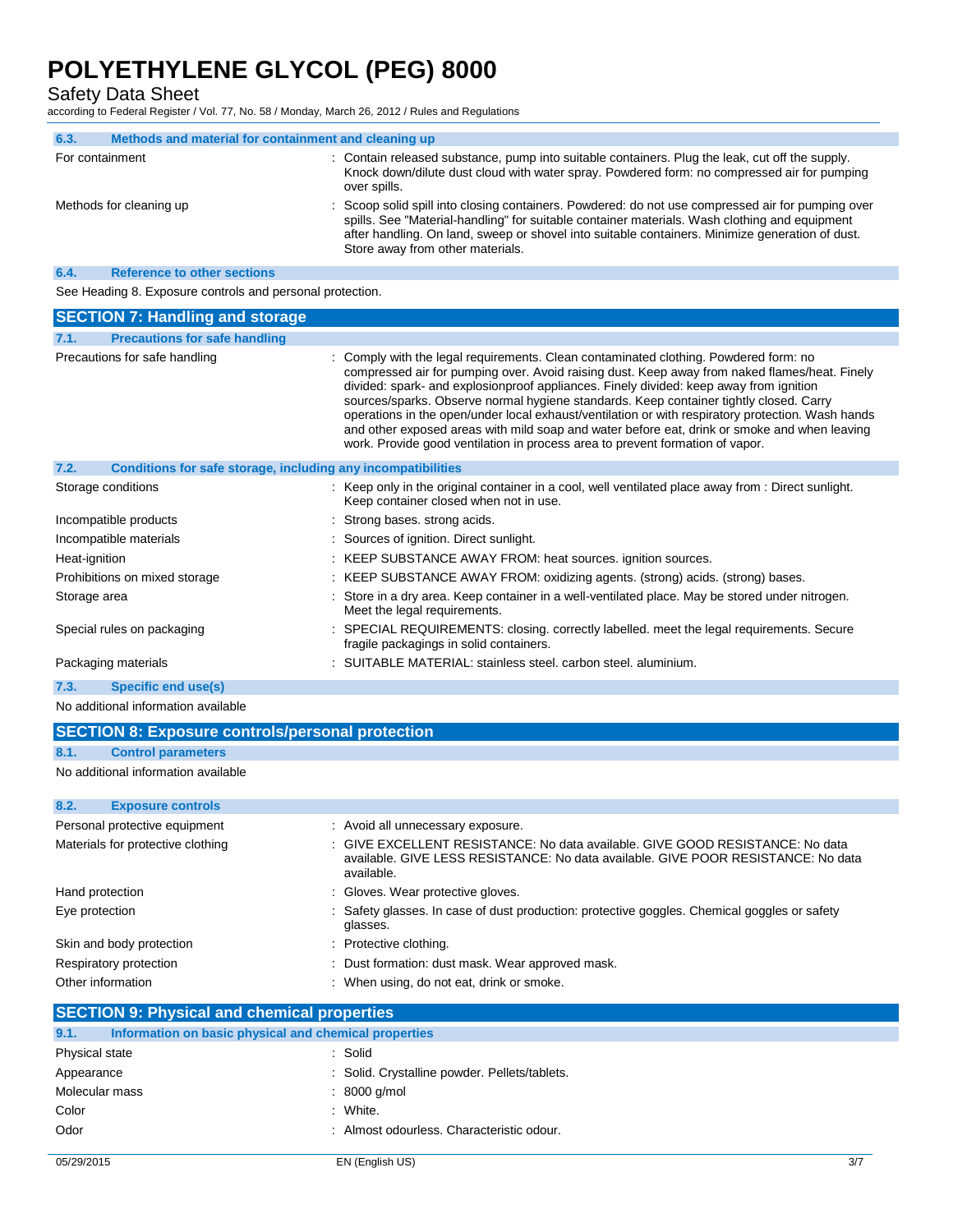### 6.3. Methods and material for containment and cleaning up

| | |
|---|---|
| For containment | : Contain released substance, pump into suitable containers. Plug the leak, cut off the supply. Knock down/dilute dust cloud with water spray. Powdered form: no compressed air for pumping over spills. |
| Methods for cleaning up | : Scoop solid spill into closing containers. Powdered: do not use compressed air for pumping over spills. See "Material-handling" for suitable container materials. Wash clothing and equipment after handling. On land, sweep or shovel into suitable containers. Minimize generation of dust. Store away from other materials. |

### 6.4. Reference to other sections

See Heading 8. Exposure controls and personal protection.

## SECTION 7: Handling and storage

### 7.1. Precautions for safe handling

| | |
|---|---|
| Precautions for safe handling | : Comply with the legal requirements. Clean contaminated clothing. Powdered form: no compressed air for pumping over. Avoid raising dust. Keep away from naked flames/heat. Finely divided: spark- and explosionproof appliances. Finely divided: keep away from ignition sources/sparks. Observe normal hygiene standards. Keep container tightly closed. Carry operations in the open/under local exhaust/ventilation or with respiratory protection. Wash hands and other exposed areas with mild soap and water before eat, drink or smoke and when leaving work. Provide good ventilation in process area to prevent formation of vapor. |

### 7.2. Conditions for safe storage, including any incompatibilities

| | |
|---|---|
| Storage conditions | : Keep only in the original container in a cool, well ventilated place away from : Direct sunlight. Keep container closed when not in use. |
| Incompatible products | : Strong bases. strong acids. |
| Incompatible materials | : Sources of ignition. Direct sunlight. |
| Heat-ignition | : KEEP SUBSTANCE AWAY FROM: heat sources. ignition sources. |
| Prohibitions on mixed storage | : KEEP SUBSTANCE AWAY FROM: oxidizing agents. (strong) acids. (strong) bases. |
| Storage area | : Store in a dry area. Keep container in a well-ventilated place. May be stored under nitrogen. Meet the legal requirements. |
| Special rules on packaging | : SPECIAL REQUIREMENTS: closing. correctly labelled. meet the legal requirements. Secure fragile packagings in solid containers. |
| Packaging materials | : SUITABLE MATERIAL: stainless steel. carbon steel. aluminium. |

### 7.3. Specific end use(s)

No additional information available

## SECTION 8: Exposure controls/personal protection

### 8.1. Control parameters

No additional information available

### 8.2. Exposure controls

| | |
|---|---|
| Personal protective equipment | : Avoid all unnecessary exposure. |
| Materials for protective clothing | : GIVE EXCELLENT RESISTANCE: No data available. GIVE GOOD RESISTANCE: No data available. GIVE LESS RESISTANCE: No data available. GIVE POOR RESISTANCE: No data available. |
| Hand protection | : Gloves. Wear protective gloves. |
| Eye protection | : Safety glasses. In case of dust production: protective goggles. Chemical goggles or safety glasses. |
| Skin and body protection | : Protective clothing. |
| Respiratory protection | : Dust formation: dust mask. Wear approved mask. |
| Other information | : When using, do not eat, drink or smoke. |

## SECTION 9: Physical and chemical properties

### 9.1. Information on basic physical and chemical properties

| | |
|---|---|
| Physical state | : Solid |
| Appearance | : Solid. Crystalline powder. Pellets/tablets. |
| Molecular mass | : 8000 g/mol |
| Color | : White. |
| Odor | : Almost odourless. Characteristic odour. |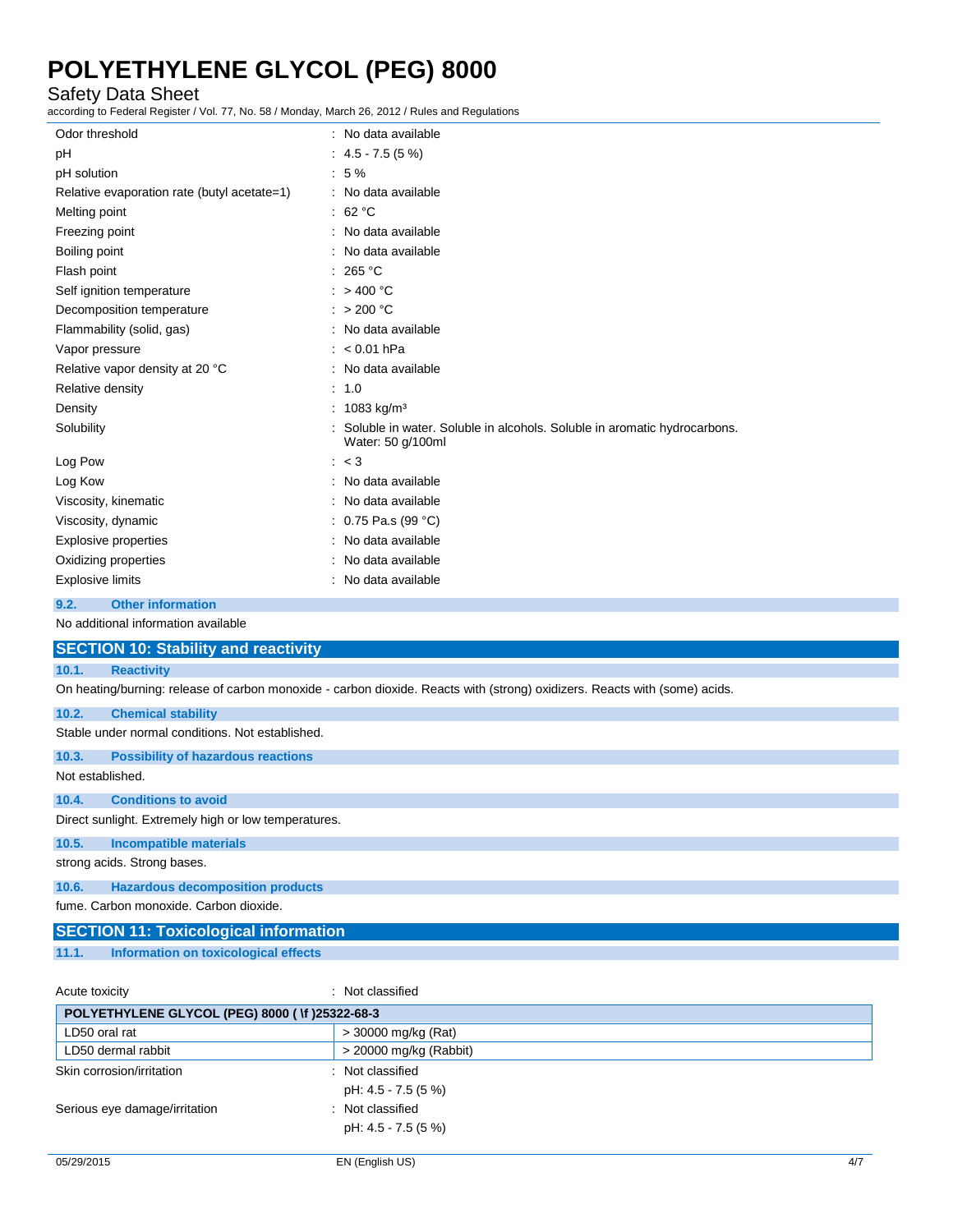| | |
|---|---|
| Odor threshold | : No data available |
| pH | : 4.5 - 7.5 (5 %) |
| pH solution | : 5 % |
| Relative evaporation rate (butyl acetate=1) | : No data available |
| Melting point | : 62 °C |
| Freezing point | : No data available |
| Boiling point | : No data available |
| Flash point | : 265 °C |
| Self ignition temperature | : > 400 °C |
| Decomposition temperature | : > 200 °C |
| Flammability (solid, gas) | : No data available |
| Vapor pressure | : < 0.01 hPa |
| Relative vapor density at 20 °C | : No data available |
| Relative density | : 1.0 |
| Density | : 1083 kg/m³ |
| Solubility | : Soluble in water. Soluble in alcohols. Soluble in aromatic hydrocarbons. Water: 50 g/100ml |
| Log Pow | : < 3 |
| Log Kow | : No data available |
| Viscosity, kinematic | : No data available |
| Viscosity, dynamic | : 0.75 Pa.s (99 °C) |
| Explosive properties | : No data available |
| Oxidizing properties | : No data available |
| Explosive limits | : No data available |

### 9.2. Other information

No additional information available

## SECTION 10: Stability and reactivity

### 10.1. Reactivity

On heating/burning: release of carbon monoxide - carbon dioxide. Reacts with (strong) oxidizers. Reacts with (some) acids.

### 10.2. Chemical stability

Stable under normal conditions. Not established.

### 10.3. Possibility of hazardous reactions

Not established.

### 10.4. Conditions to avoid

Direct sunlight. Extremely high or low temperatures.

### 10.5. Incompatible materials

strong acids. Strong bases.

### 10.6. Hazardous decomposition products

fume. Carbon monoxide. Carbon dioxide.

## SECTION 11: Toxicological information

### 11.1. Information on toxicological effects

Acute toxicity : Not classified

| POLYETHYLENE GLYCOL (PEG) 8000 ( \f )25322-68-3 | |
|---|---|
| LD50 oral rat | > 30000 mg/kg (Rat) |
| LD50 dermal rabbit | > 20000 mg/kg (Rabbit) |

| | |
|---|---|
| Skin corrosion/irritation | : Not classified<br>pH: 4.5 - 7.5 (5 %) |
| Serious eye damage/irritation | : Not classified<br>pH: 4.5 - 7.5 (5 %) |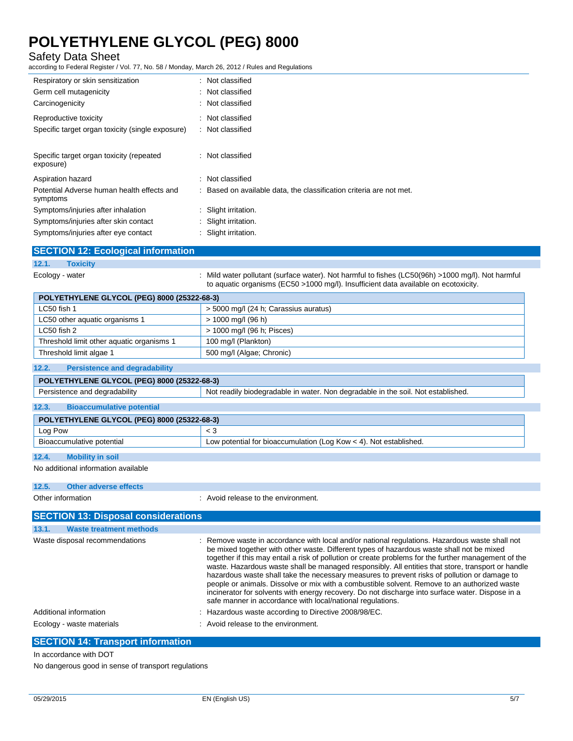Respiratory or skin sensitization : Not classified

Germ cell mutagenicity : Not classified

Carcinogenicity : Not classified

Reproductive toxicity : Not classified

Specific target organ toxicity (single exposure) : Not classified

Specific target organ toxicity (repeated exposure) : Not classified

Aspiration hazard : Not classified

Potential Adverse human health effects and symptoms : Based on available data, the classification criteria are not met.

Symptoms/injuries after inhalation : Slight irritation.

Symptoms/injuries after skin contact : Slight irritation.

Symptoms/injuries after eye contact : Slight irritation.

## SECTION 12: Ecological information

### 12.1. Toxicity

Ecology - water : Mild water pollutant (surface water). Not harmful to fishes (LC50(96h) >1000 mg/l). Not harmful to aquatic organisms (EC50 >1000 mg/l). Insufficient data available on ecotoxicity.

| POLYETHYLENE GLYCOL (PEG) 8000 (25322-68-3) | |
|---|---|
| LC50 fish 1 | > 5000 mg/l (24 h; Carassius auratus) |
| LC50 other aquatic organisms 1 | > 1000 mg/l (96 h) |
| LC50 fish 2 | > 1000 mg/l (96 h; Pisces) |
| Threshold limit other aquatic organisms 1 | 100 mg/l (Plankton) |
| Threshold limit algae 1 | 500 mg/l (Algae; Chronic) |

### 12.2. Persistence and degradability

| POLYETHYLENE GLYCOL (PEG) 8000 (25322-68-3) | |
|---|---|
| Persistence and degradability | Not readily biodegradable in water. Non degradable in the soil. Not established. |

### 12.3. Bioaccumulative potential

| POLYETHYLENE GLYCOL (PEG) 8000 (25322-68-3) | |
|---|---|
| Log Pow | < 3 |
| Bioaccumulative potential | Low potential for bioaccumulation (Log Kow < 4). Not established. |

### 12.4. Mobility in soil

No additional information available

### 12.5. Other adverse effects

Other information : Avoid release to the environment.

## SECTION 13: Disposal considerations

### 13.1. Waste treatment methods

Waste disposal recommendations : Remove waste in accordance with local and/or national regulations. Hazardous waste shall not be mixed together with other waste. Different types of hazardous waste shall not be mixed together if this may entail a risk of pollution or create problems for the further management of the waste. Hazardous waste shall be managed responsibly. All entities that store, transport or handle hazardous waste shall take the necessary measures to prevent risks of pollution or damage to people or animals. Dissolve or mix with a combustible solvent. Remove to an authorized waste incinerator for solvents with energy recovery. Do not discharge into surface water. Dispose in a safe manner in accordance with local/national regulations.

Additional information : Hazardous waste according to Directive 2008/98/EC.

Ecology - waste materials : Avoid release to the environment.

## SECTION 14: Transport information

In accordance with DOT

No dangerous good in sense of transport regulations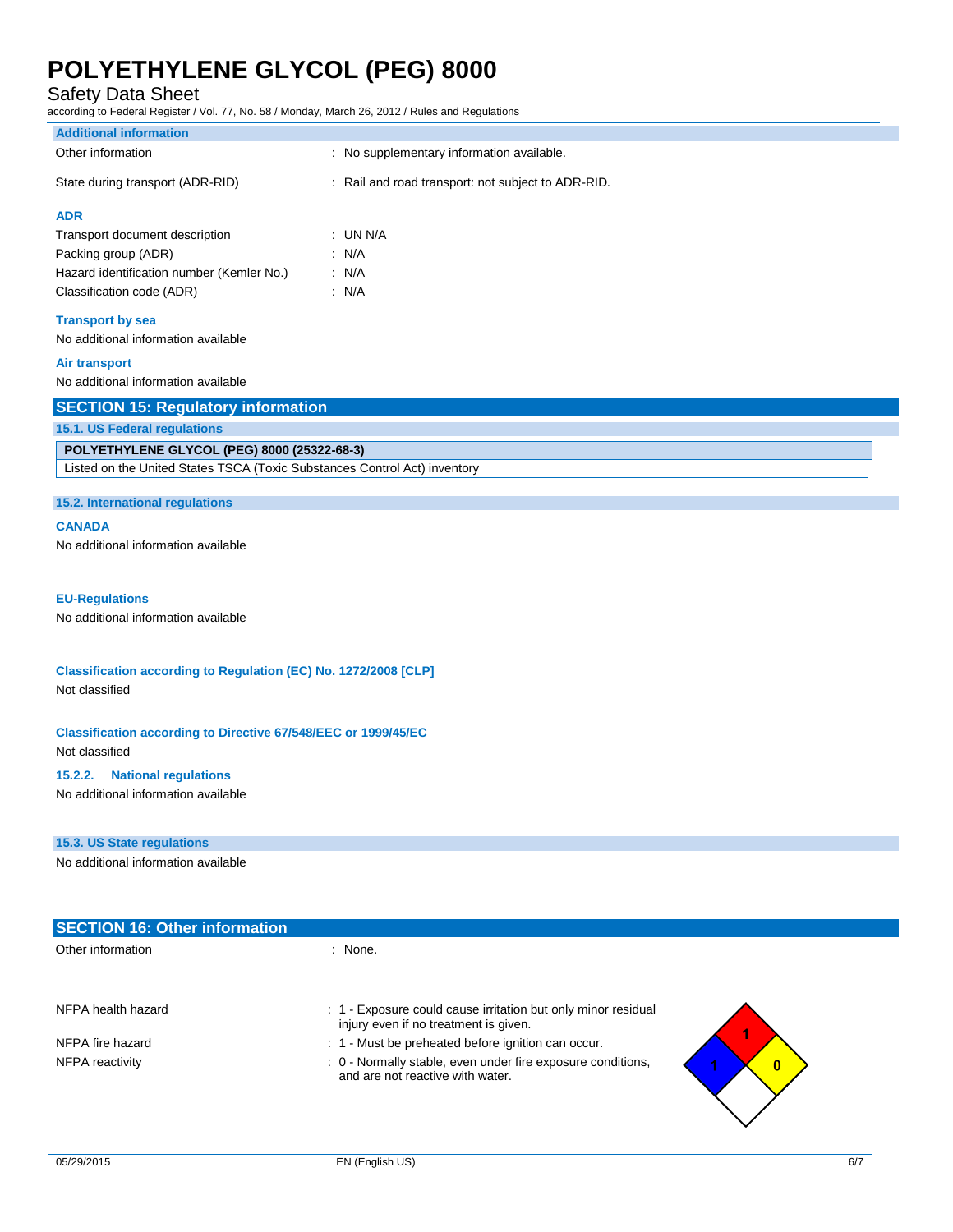### Additional information

Other information : No supplementary information available.

State during transport (ADR-RID) : Rail and road transport: not subject to ADR-RID.

**ADR**

Transport document description : UN N/A
Packing group (ADR) : N/A
Hazard identification number (Kemler No.) : N/A
Classification code (ADR) : N/A

**Transport by sea**

No additional information available

**Air transport**

No additional information available

## SECTION 15: Regulatory information

### 15.1. US Federal regulations

| POLYETHYLENE GLYCOL (PEG) 8000 (25322-68-3) |
|---|
| Listed on the United States TSCA (Toxic Substances Control Act) inventory |

### 15.2. International regulations

**CANADA**

No additional information available

**EU-Regulations**

No additional information available

**Classification according to Regulation (EC) No. 1272/2008 [CLP]**

Not classified

**Classification according to Directive 67/548/EEC or 1999/45/EC**

Not classified

**15.2.2. National regulations**

No additional information available

### 15.3. US State regulations

No additional information available

## SECTION 16: Other information

Other information : None.

NFPA health hazard : 1 - Exposure could cause irritation but only minor residual injury even if no treatment is given.

NFPA fire hazard : 1 - Must be preheated before ignition can occur.

NFPA reactivity : 0 - Normally stable, even under fire exposure conditions, and are not reactive with water.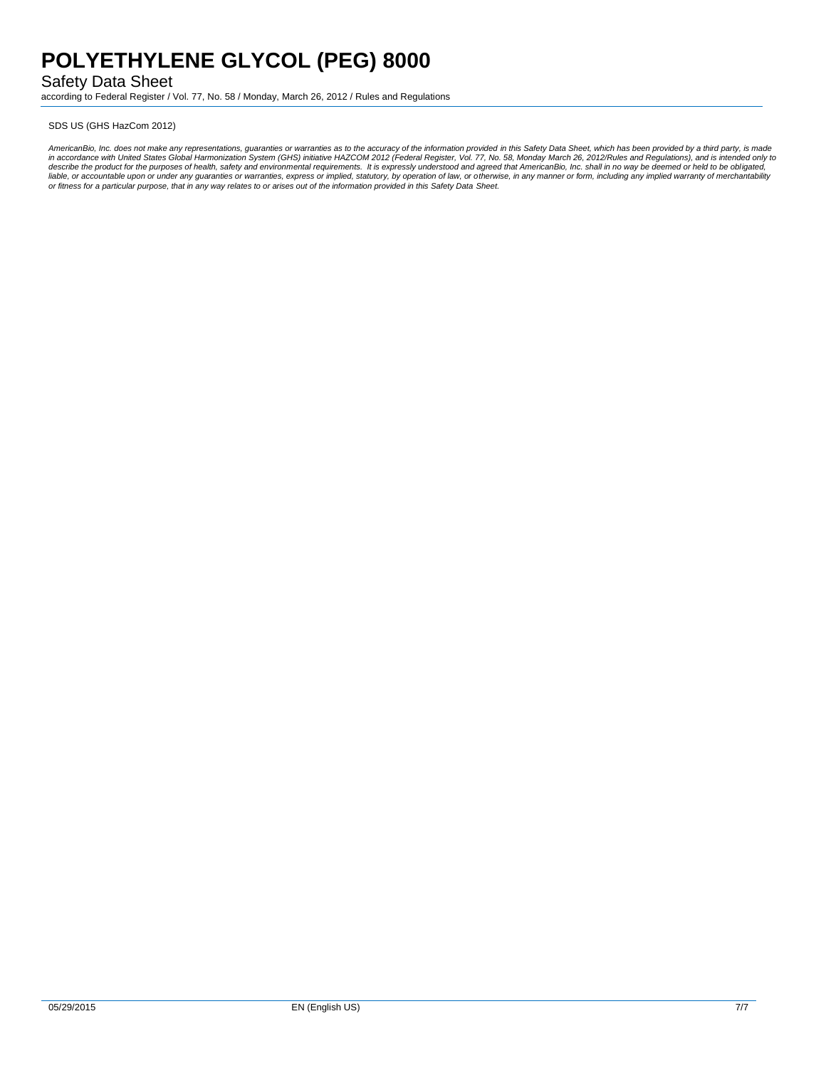SDS US (GHS HazCom 2012)

*AmericanBio, Inc. does not make any representations, guaranties or warranties as to the accuracy of the information provided in this Safety Data Sheet, which has been provided by a third party, is made in accordance with United States Global Harmonization System (GHS) initiative HAZCOM 2012 (Federal Register, Vol. 77, No. 58, Monday March 26, 2012/Rules and Regulations), and is intended only to describe the product for the purposes of health, safety and environmental requirements. It is expressly understood and agreed that AmericanBio, Inc. shall in no way be deemed or held to be obligated, liable, or accountable upon or under any guaranties or warranties, express or implied, statutory, by operation of law, or otherwise, in any manner or form, including any implied warranty of merchantability or fitness for a particular purpose, that in any way relates to or arises out of the information provided in this Safety Data Sheet.*